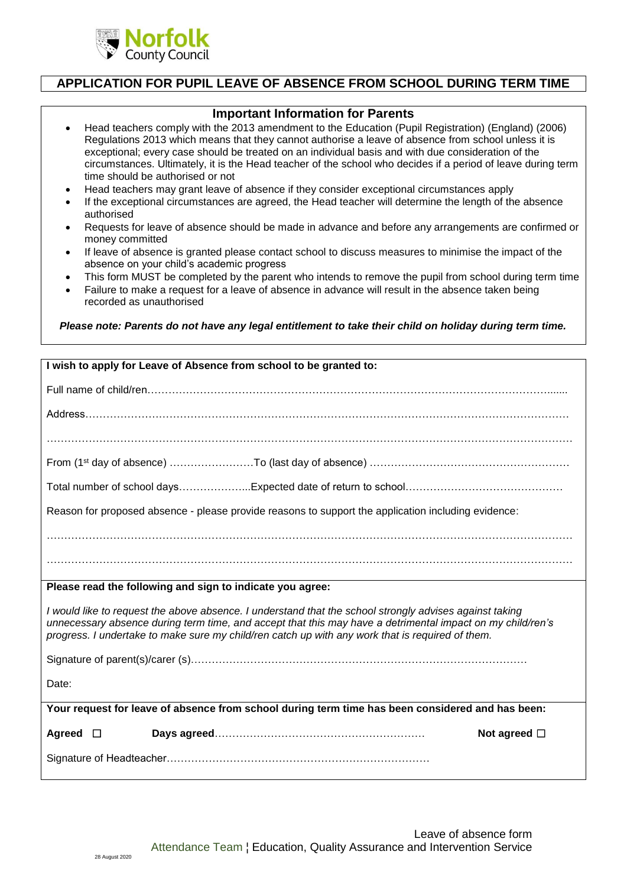Norfolk County Council

# APPLICATION FOR PUPIL LEAVE OF ABSENCE FROM SCHOOL DURING TERM TIME

## Important Information for Parents

- Head teachers comply with the 2013 amendment to the Education (Pupil Registration) (England) (2006) Regulations 2013 which means that they cannot authorise a leave of absence from school unless it is exceptional; every case should be treated on an individual basis and with due consideration of the circumstances. Ultimately, it is the Head teacher of the school who decides if a period of leave during term time should be authorised or not
- Head teachers may grant leave of absence if they consider exceptional circumstances apply
- If the exceptional circumstances are agreed, the Head teacher will determine the length of the absence authorised
- Requests for leave of absence should be made in advance and before any arrangements are confirmed or money committed
- If leave of absence is granted please contact school to discuss measures to minimise the impact of the absence on your child's academic progress
- This form MUST be completed by the parent who intends to remove the pupil from school during term time
- Failure to make a request for a leave of absence in advance will result in the absence taken being recorded as unauthorised

***Please note: Parents do not have any legal entitlement to take their child on holiday during term time.***

**I wish to apply for Leave of Absence from school to be granted to:**

Full name of child/ren…………………………………………………………………………………………………….......

Address…………………………………………………………………………………………………………………………

……………………………………………………………………………………………………………………………………

From (1st day of absence) ……………………To (last day of absence) …………………………………………………

Total number of school days………………...Expected date of return to school………………………………………

Reason for proposed absence - please provide reasons to support the application including evidence:

……………………………………………………………………………………………………………………………………

……………………………………………………………………………………………………………………………………

**Please read the following and sign to indicate you agree:**

*I would like to request the above absence. I understand that the school strongly advises against taking unnecessary absence during term time, and accept that this may have a detrimental impact on my child/ren's progress. I undertake to make sure my child/ren catch up with any work that is required of them.*

Signature of parent(s)/carer (s)……………………………………………………………………………………

Date:

**Your request for leave of absence from school during term time has been considered and has been:**

**Agreed** ☐ **Days agreed**…………………………………………………… **Not agreed** ☐

Signature of Headteacher…………………………………………………………………

Leave of absence form
Attendance Team ¦ Education, Quality Assurance and Intervention Service

28 August 2020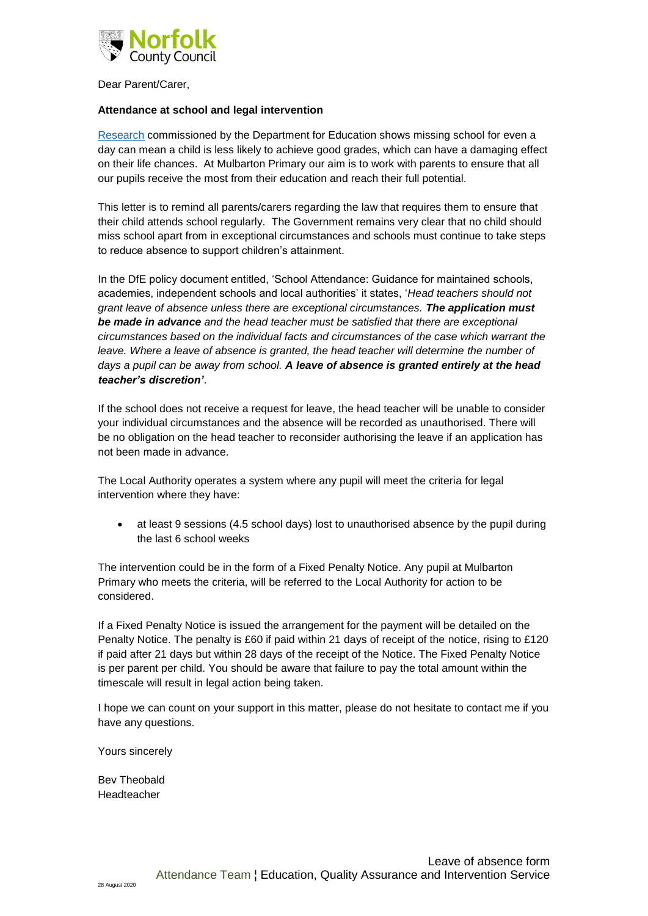Dear Parent/Carer,

**Attendance at school and legal intervention**

Research commissioned by the Department for Education shows missing school for even a day can mean a child is less likely to achieve good grades, which can have a damaging effect on their life chances. At Mulbarton Primary our aim is to work with parents to ensure that all our pupils receive the most from their education and reach their full potential.

This letter is to remind all parents/carers regarding the law that requires them to ensure that their child attends school regularly. The Government remains very clear that no child should miss school apart from in exceptional circumstances and schools must continue to take steps to reduce absence to support children's attainment.

In the DfE policy document entitled, 'School Attendance: Guidance for maintained schools, academies, independent schools and local authorities' it states, '*Head teachers should not grant leave of absence unless there are exceptional circumstances.* ***The application must be made in advance*** *and the head teacher must be satisfied that there are exceptional circumstances based on the individual facts and circumstances of the case which warrant the leave. Where a leave of absence is granted, the head teacher will determine the number of days a pupil can be away from school.* ***A leave of absence is granted entirely at the head teacher's discretion'***.

If the school does not receive a request for leave, the head teacher will be unable to consider your individual circumstances and the absence will be recorded as unauthorised. There will be no obligation on the head teacher to reconsider authorising the leave if an application has not been made in advance.

The Local Authority operates a system where any pupil will meet the criteria for legal intervention where they have:

- at least 9 sessions (4.5 school days) lost to unauthorised absence by the pupil during the last 6 school weeks

The intervention could be in the form of a Fixed Penalty Notice. Any pupil at Mulbarton Primary who meets the criteria, will be referred to the Local Authority for action to be considered.

If a Fixed Penalty Notice is issued the arrangement for the payment will be detailed on the Penalty Notice. The penalty is £60 if paid within 21 days of receipt of the notice, rising to £120 if paid after 21 days but within 28 days of the receipt of the Notice. The Fixed Penalty Notice is per parent per child. You should be aware that failure to pay the total amount within the timescale will result in legal action being taken.

I hope we can count on your support in this matter, please do not hesitate to contact me if you have any questions.

Yours sincerely

Bev Theobald
Headteacher